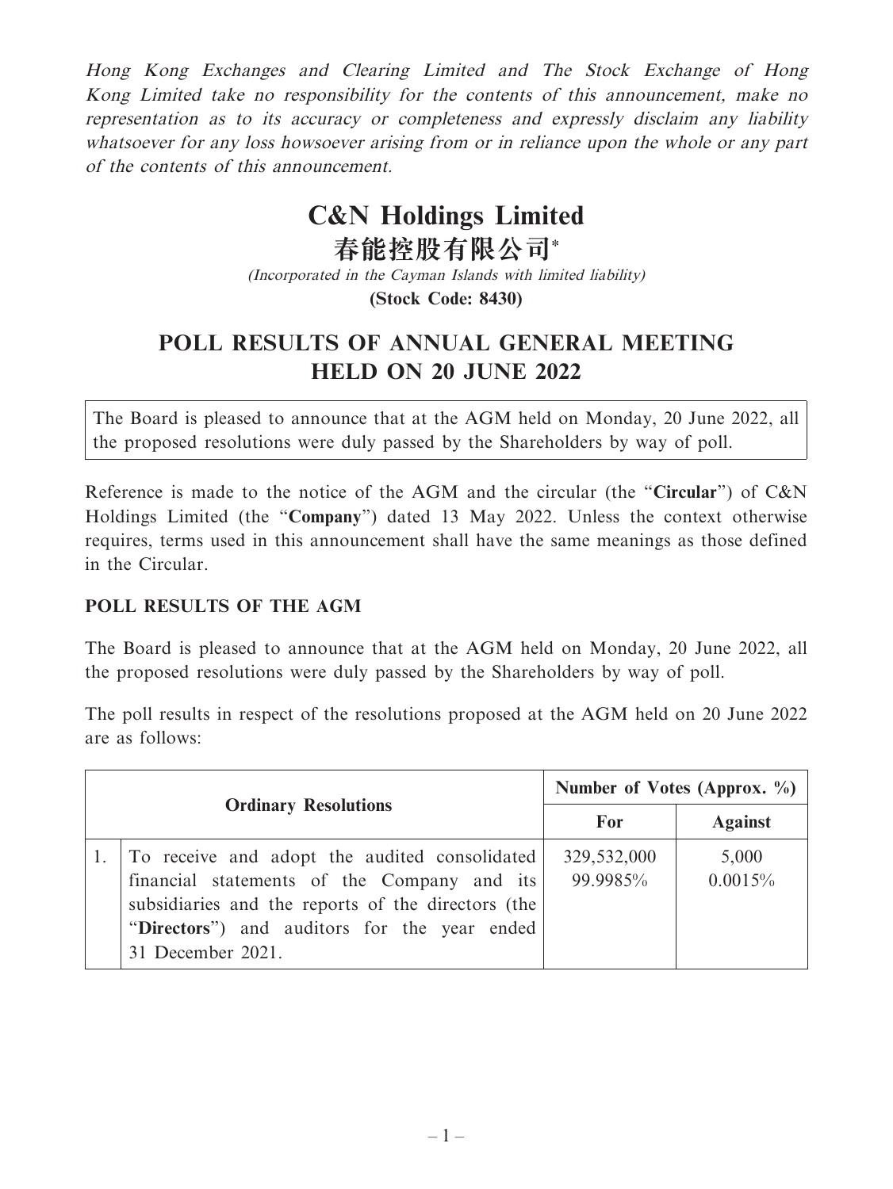*Hong Kong Exchanges and Clearing Limited and The Stock Exchange of Hong Kong Limited take no responsibility for the contents of this announcement, make no representation as to its accuracy or completeness and expressly disclaim any liability whatsoever for any loss howsoever arising from or in reliance upon the whole or any part of the contents of this announcement.*

# C&N Holdings Limited
# 春能控股有限公司*

*(Incorporated in the Cayman Islands with limited liability)*

**(Stock Code: 8430)**

## POLL RESULTS OF ANNUAL GENERAL MEETING HELD ON 20 JUNE 2022

The Board is pleased to announce that at the AGM held on Monday, 20 June 2022, all the proposed resolutions were duly passed by the Shareholders by way of poll.

Reference is made to the notice of the AGM and the circular (the "**Circular**") of C&N Holdings Limited (the "**Company**") dated 13 May 2022. Unless the context otherwise requires, terms used in this announcement shall have the same meanings as those defined in the Circular.

### POLL RESULTS OF THE AGM

The Board is pleased to announce that at the AGM held on Monday, 20 June 2022, all the proposed resolutions were duly passed by the Shareholders by way of poll.

The poll results in respect of the resolutions proposed at the AGM held on 20 June 2022 are as follows:

| | Ordinary Resolutions | Number of Votes (Approx. %) | |
|---|---|---|---|
| | | **For** | **Against** |
| 1. | To receive and adopt the audited consolidated financial statements of the Company and its subsidiaries and the reports of the directors (the "**Directors**") and auditors for the year ended 31 December 2021. | 329,532,000<br>99.9985% | 5,000<br>0.0015% |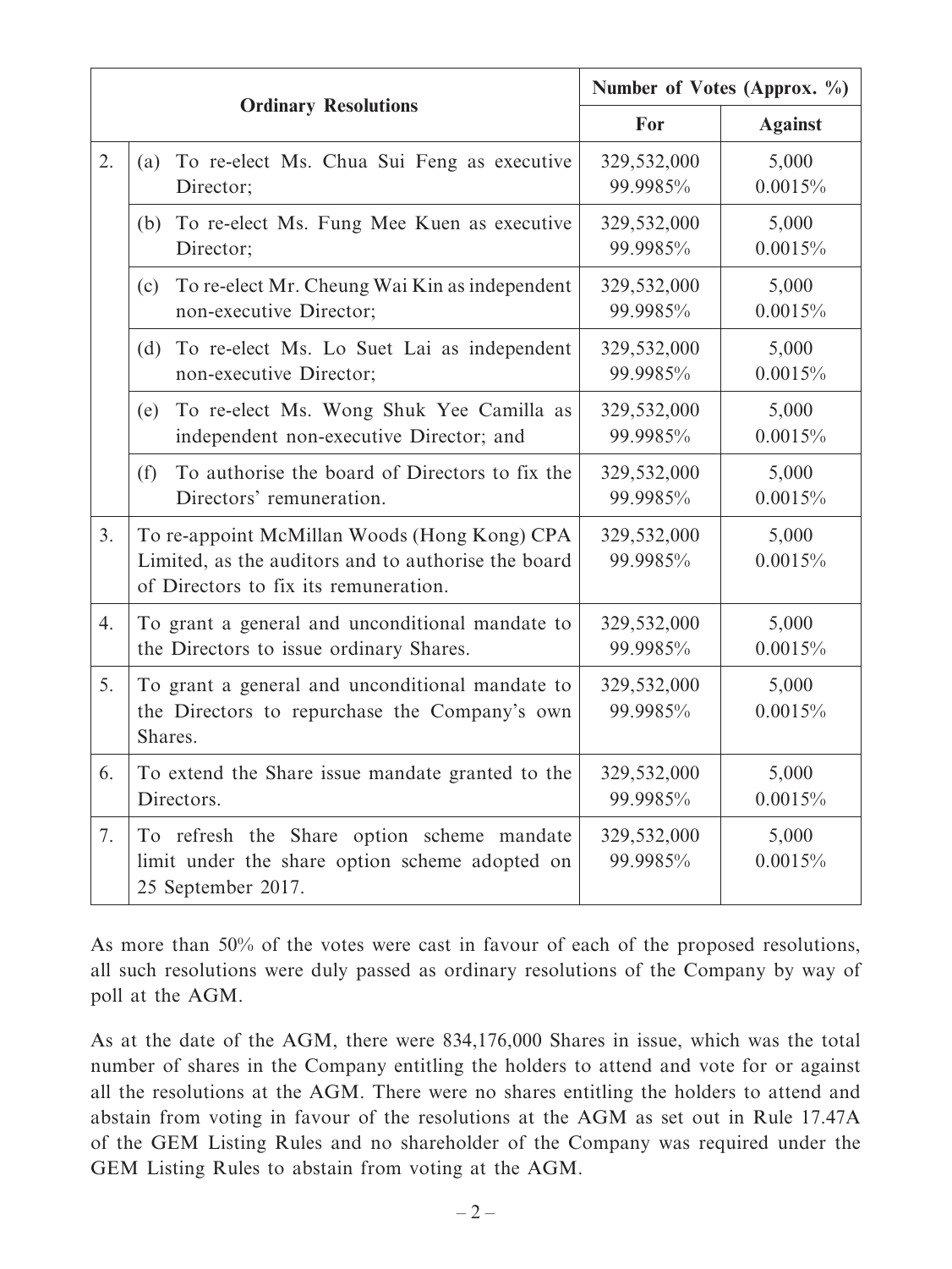| Ordinary Resolutions | | Number of Votes (Approx. %) | |
|---|---|---|---|
| | | For | Against |
| 2. | (a) To re-elect Ms. Chua Sui Feng as executive Director; | 329,532,000 99.9985% | 5,000 0.0015% |
| | (b) To re-elect Ms. Fung Mee Kuen as executive Director; | 329,532,000 99.9985% | 5,000 0.0015% |
| | (c) To re-elect Mr. Cheung Wai Kin as independent non-executive Director; | 329,532,000 99.9985% | 5,000 0.0015% |
| | (d) To re-elect Ms. Lo Suet Lai as independent non-executive Director; | 329,532,000 99.9985% | 5,000 0.0015% |
| | (e) To re-elect Ms. Wong Shuk Yee Camilla as independent non-executive Director; and | 329,532,000 99.9985% | 5,000 0.0015% |
| | (f) To authorise the board of Directors to fix the Directors' remuneration. | 329,532,000 99.9985% | 5,000 0.0015% |
| 3. | To re-appoint McMillan Woods (Hong Kong) CPA Limited, as the auditors and to authorise the board of Directors to fix its remuneration. | 329,532,000 99.9985% | 5,000 0.0015% |
| 4. | To grant a general and unconditional mandate to the Directors to issue ordinary Shares. | 329,532,000 99.9985% | 5,000 0.0015% |
| 5. | To grant a general and unconditional mandate to the Directors to repurchase the Company's own Shares. | 329,532,000 99.9985% | 5,000 0.0015% |
| 6. | To extend the Share issue mandate granted to the Directors. | 329,532,000 99.9985% | 5,000 0.0015% |
| 7. | To refresh the Share option scheme mandate limit under the share option scheme adopted on 25 September 2017. | 329,532,000 99.9985% | 5,000 0.0015% |

As more than 50% of the votes were cast in favour of each of the proposed resolutions, all such resolutions were duly passed as ordinary resolutions of the Company by way of poll at the AGM.

As at the date of the AGM, there were 834,176,000 Shares in issue, which was the total number of shares in the Company entitling the holders to attend and vote for or against all the resolutions at the AGM. There were no shares entitling the holders to attend and abstain from voting in favour of the resolutions at the AGM as set out in Rule 17.47A of the GEM Listing Rules and no shareholder of the Company was required under the GEM Listing Rules to abstain from voting at the AGM.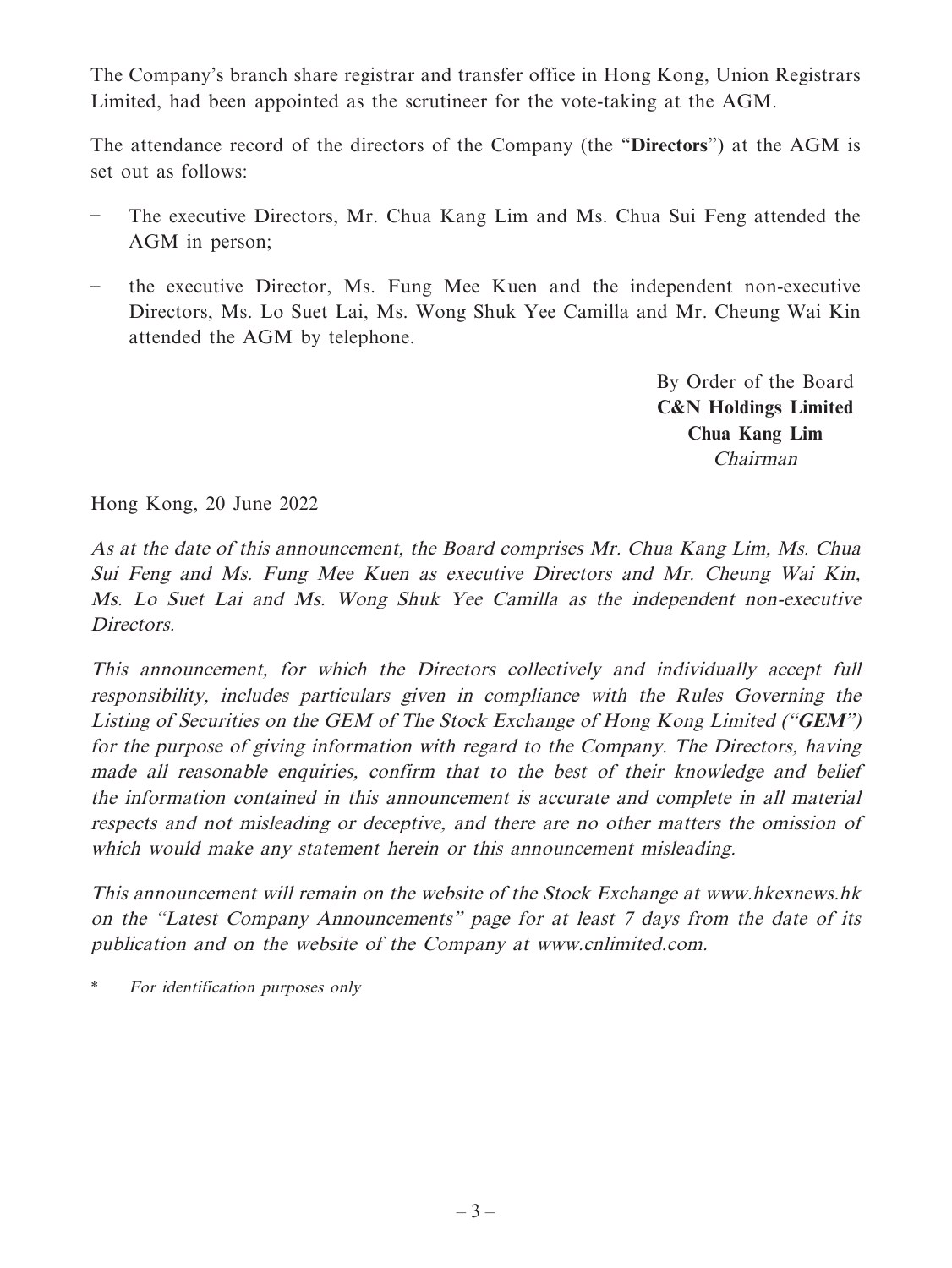The Company's branch share registrar and transfer office in Hong Kong, Union Registrars Limited, had been appointed as the scrutineer for the vote-taking at the AGM.

The attendance record of the directors of the Company (the "**Directors**") at the AGM is set out as follows:

- The executive Directors, Mr. Chua Kang Lim and Ms. Chua Sui Feng attended the AGM in person;
- the executive Director, Ms. Fung Mee Kuen and the independent non-executive Directors, Ms. Lo Suet Lai, Ms. Wong Shuk Yee Camilla and Mr. Cheung Wai Kin attended the AGM by telephone.

By Order of the Board
**C&N Holdings Limited**
**Chua Kang Lim**
*Chairman*

Hong Kong, 20 June 2022

*As at the date of this announcement, the Board comprises Mr. Chua Kang Lim, Ms. Chua Sui Feng and Ms. Fung Mee Kuen as executive Directors and Mr. Cheung Wai Kin, Ms. Lo Suet Lai and Ms. Wong Shuk Yee Camilla as the independent non-executive Directors.*

*This announcement, for which the Directors collectively and individually accept full responsibility, includes particulars given in compliance with the Rules Governing the Listing of Securities on the GEM of The Stock Exchange of Hong Kong Limited ("**GEM**") for the purpose of giving information with regard to the Company. The Directors, having made all reasonable enquiries, confirm that to the best of their knowledge and belief the information contained in this announcement is accurate and complete in all material respects and not misleading or deceptive, and there are no other matters the omission of which would make any statement herein or this announcement misleading.*

*This announcement will remain on the website of the Stock Exchange at www.hkexnews.hk on the "Latest Company Announcements" page for at least 7 days from the date of its publication and on the website of the Company at www.cnlimited.com.*

\* *For identification purposes only*